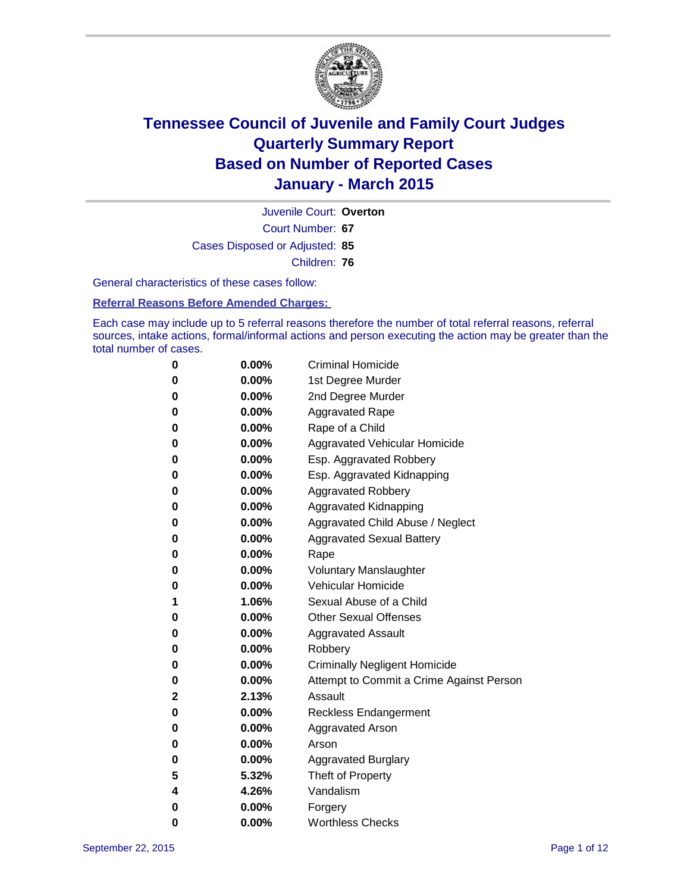# Tennessee Council of Juvenile and Family Court Judges
# Quarterly Summary Report
# Based on Number of Reported Cases
# January - March 2015

Juvenile Court: **Overton**

Court Number: **67**

Cases Disposed or Adjusted: **85**

Children: **76**

General characteristics of these cases follow:

**Referral Reasons Before Amended Charges:**

Each case may include up to 5 referral reasons therefore the number of total referral reasons, referral sources, intake actions, formal/informal actions and person executing the action may be greater than the total number of cases.

| | | |
|---|---|---|
| 0 | 0.00% | Criminal Homicide |
| 0 | 0.00% | 1st Degree Murder |
| 0 | 0.00% | 2nd Degree Murder |
| 0 | 0.00% | Aggravated Rape |
| 0 | 0.00% | Rape of a Child |
| 0 | 0.00% | Aggravated Vehicular Homicide |
| 0 | 0.00% | Esp. Aggravated Robbery |
| 0 | 0.00% | Esp. Aggravated Kidnapping |
| 0 | 0.00% | Aggravated Robbery |
| 0 | 0.00% | Aggravated Kidnapping |
| 0 | 0.00% | Aggravated Child Abuse / Neglect |
| 0 | 0.00% | Aggravated Sexual Battery |
| 0 | 0.00% | Rape |
| 0 | 0.00% | Voluntary Manslaughter |
| 0 | 0.00% | Vehicular Homicide |
| 1 | 1.06% | Sexual Abuse of a Child |
| 0 | 0.00% | Other Sexual Offenses |
| 0 | 0.00% | Aggravated Assault |
| 0 | 0.00% | Robbery |
| 0 | 0.00% | Criminally Negligent Homicide |
| 0 | 0.00% | Attempt to Commit a Crime Against Person |
| 2 | 2.13% | Assault |
| 0 | 0.00% | Reckless Endangerment |
| 0 | 0.00% | Aggravated Arson |
| 0 | 0.00% | Arson |
| 0 | 0.00% | Aggravated Burglary |
| 5 | 5.32% | Theft of Property |
| 4 | 4.26% | Vandalism |
| 0 | 0.00% | Forgery |
| 0 | 0.00% | Worthless Checks |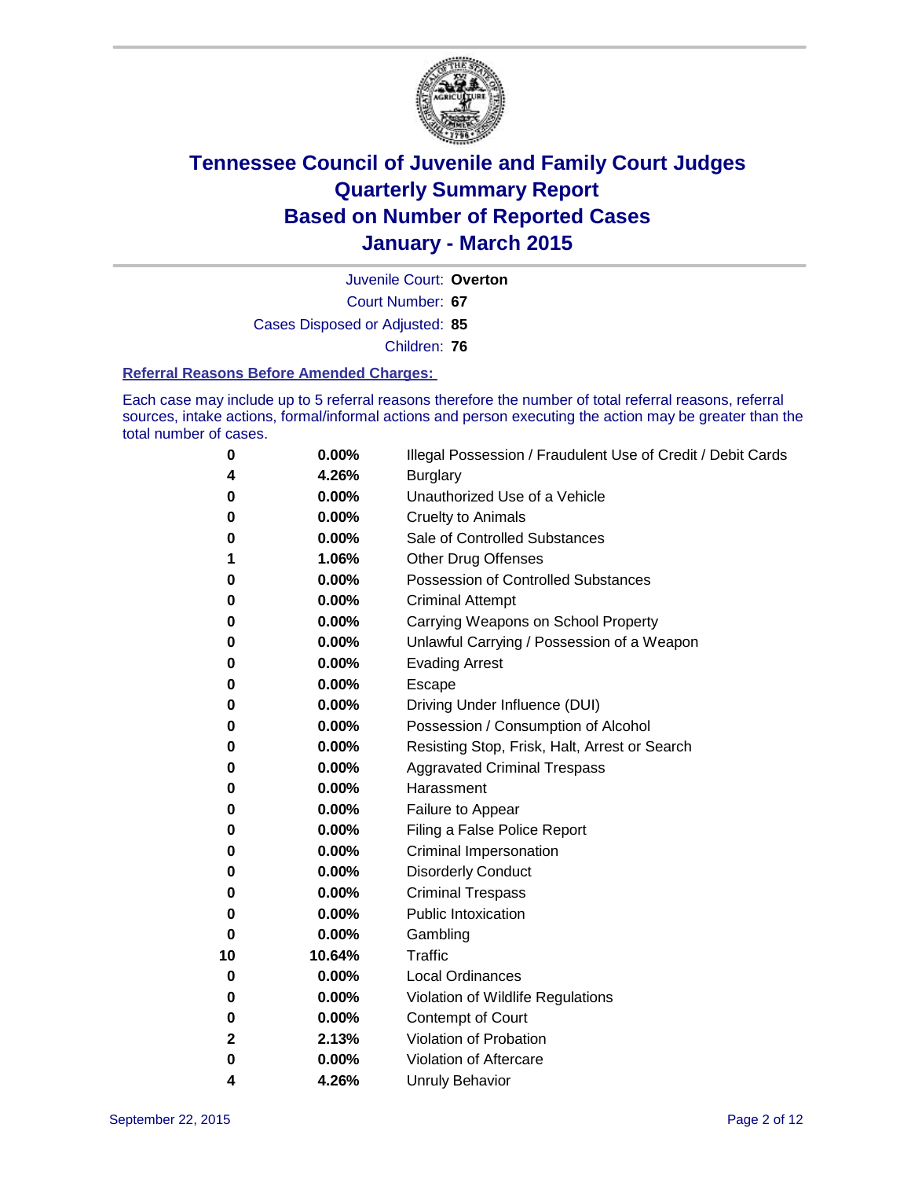# Tennessee Council of Juvenile and Family Court Judges
## Quarterly Summary Report
## Based on Number of Reported Cases
## January - March 2015

Juvenile Court: **Overton**

Court Number: **67**

Cases Disposed or Adjusted: **85**

Children: **76**

### Referral Reasons Before Amended Charges:

Each case may include up to 5 referral reasons therefore the number of total referral reasons, referral sources, intake actions, formal/informal actions and person executing the action may be greater than the total number of cases.

| Count | Percent | Referral Reason |
|---|---|---|
| **0** | **0.00%** | Illegal Possession / Fraudulent Use of Credit / Debit Cards |
| **4** | **4.26%** | Burglary |
| **0** | **0.00%** | Unauthorized Use of a Vehicle |
| **0** | **0.00%** | Cruelty to Animals |
| **0** | **0.00%** | Sale of Controlled Substances |
| **1** | **1.06%** | Other Drug Offenses |
| **0** | **0.00%** | Possession of Controlled Substances |
| **0** | **0.00%** | Criminal Attempt |
| **0** | **0.00%** | Carrying Weapons on School Property |
| **0** | **0.00%** | Unlawful Carrying / Possession of a Weapon |
| **0** | **0.00%** | Evading Arrest |
| **0** | **0.00%** | Escape |
| **0** | **0.00%** | Driving Under Influence (DUI) |
| **0** | **0.00%** | Possession / Consumption of Alcohol |
| **0** | **0.00%** | Resisting Stop, Frisk, Halt, Arrest or Search |
| **0** | **0.00%** | Aggravated Criminal Trespass |
| **0** | **0.00%** | Harassment |
| **0** | **0.00%** | Failure to Appear |
| **0** | **0.00%** | Filing a False Police Report |
| **0** | **0.00%** | Criminal Impersonation |
| **0** | **0.00%** | Disorderly Conduct |
| **0** | **0.00%** | Criminal Trespass |
| **0** | **0.00%** | Public Intoxication |
| **0** | **0.00%** | Gambling |
| **10** | **10.64%** | Traffic |
| **0** | **0.00%** | Local Ordinances |
| **0** | **0.00%** | Violation of Wildlife Regulations |
| **0** | **0.00%** | Contempt of Court |
| **2** | **2.13%** | Violation of Probation |
| **0** | **0.00%** | Violation of Aftercare |
| **4** | **4.26%** | Unruly Behavior |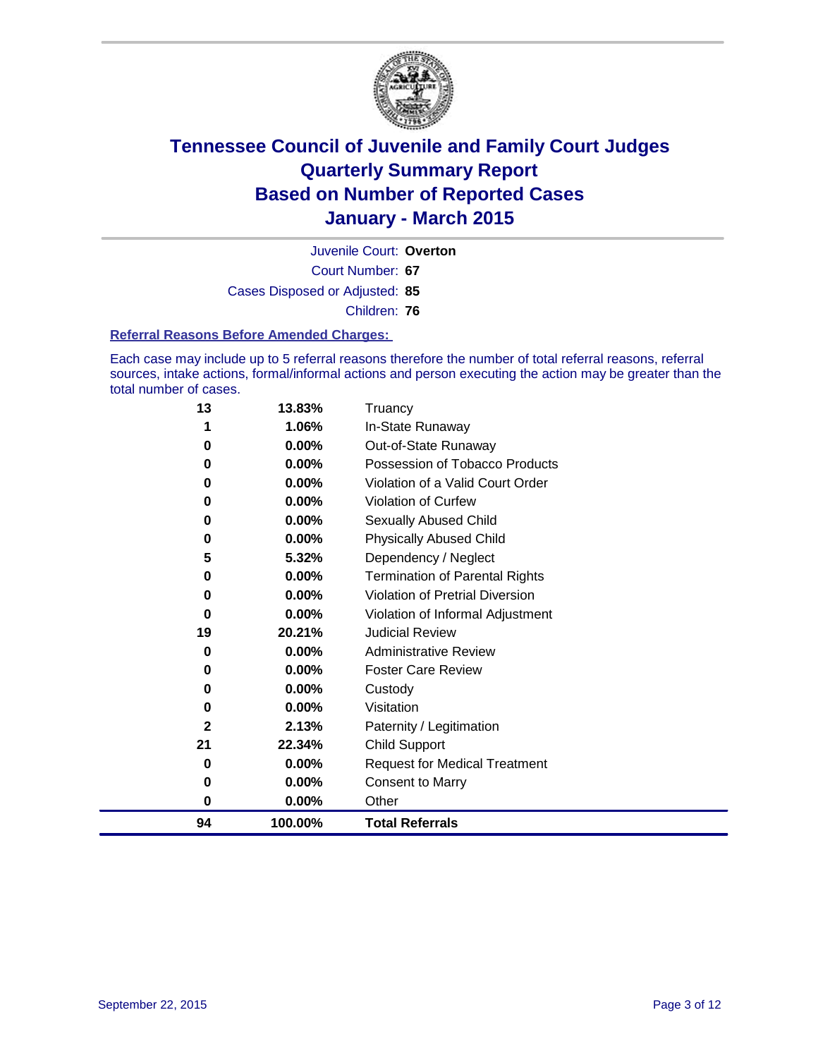# Tennessee Council of Juvenile and Family Court Judges
# Quarterly Summary Report
# Based on Number of Reported Cases
# January - March 2015

Juvenile Court: **Overton**

Court Number: **67**

Cases Disposed or Adjusted: **85**

Children: **76**

**Referral Reasons Before Amended Charges:**

Each case may include up to 5 referral reasons therefore the number of total referral reasons, referral sources, intake actions, formal/informal actions and person executing the action may be greater than the total number of cases.

| | | |
|---|---|---|
| **13** | **13.83%** | Truancy |
| **1** | **1.06%** | In-State Runaway |
| **0** | **0.00%** | Out-of-State Runaway |
| **0** | **0.00%** | Possession of Tobacco Products |
| **0** | **0.00%** | Violation of a Valid Court Order |
| **0** | **0.00%** | Violation of Curfew |
| **0** | **0.00%** | Sexually Abused Child |
| **0** | **0.00%** | Physically Abused Child |
| **5** | **5.32%** | Dependency / Neglect |
| **0** | **0.00%** | Termination of Parental Rights |
| **0** | **0.00%** | Violation of Pretrial Diversion |
| **0** | **0.00%** | Violation of Informal Adjustment |
| **19** | **20.21%** | Judicial Review |
| **0** | **0.00%** | Administrative Review |
| **0** | **0.00%** | Foster Care Review |
| **0** | **0.00%** | Custody |
| **0** | **0.00%** | Visitation |
| **2** | **2.13%** | Paternity / Legitimation |
| **21** | **22.34%** | Child Support |
| **0** | **0.00%** | Request for Medical Treatment |
| **0** | **0.00%** | Consent to Marry |
| **0** | **0.00%** | Other |
| **94** | **100.00%** | **Total Referrals** |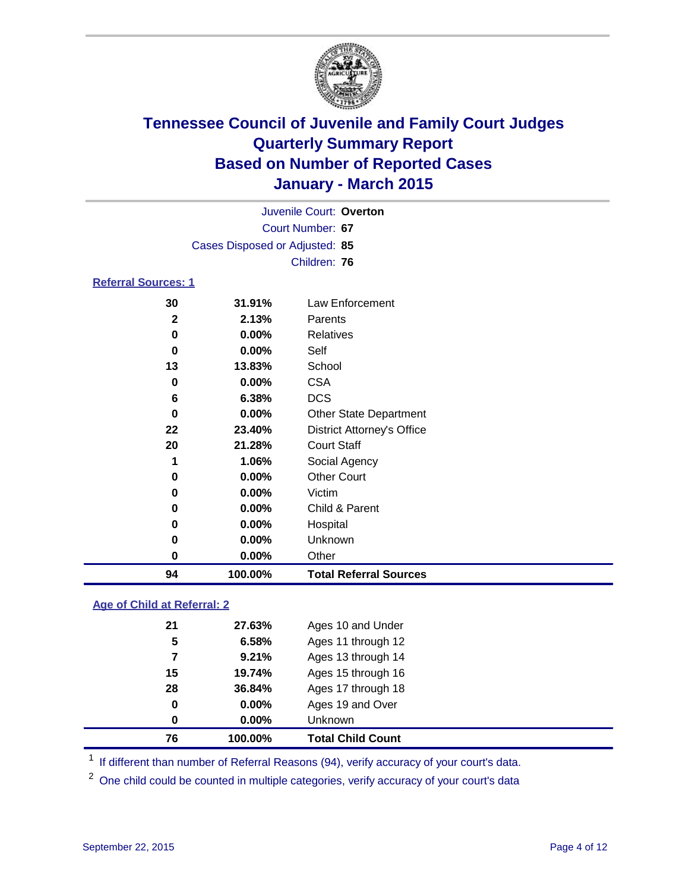# Tennessee Council of Juvenile and Family Court Judges
## Quarterly Summary Report
## Based on Number of Reported Cases
## January - March 2015

Juvenile Court: **Overton**
Court Number: **67**
Cases Disposed or Adjusted: **85**
Children: **76**

### Referral Sources: 1

| Count | Percent | Source |
|---|---|---|
| 30 | 31.91% | Law Enforcement |
| 2 | 2.13% | Parents |
| 0 | 0.00% | Relatives |
| 0 | 0.00% | Self |
| 13 | 13.83% | School |
| 0 | 0.00% | CSA |
| 6 | 6.38% | DCS |
| 0 | 0.00% | Other State Department |
| 22 | 23.40% | District Attorney's Office |
| 20 | 21.28% | Court Staff |
| 1 | 1.06% | Social Agency |
| 0 | 0.00% | Other Court |
| 0 | 0.00% | Victim |
| 0 | 0.00% | Child & Parent |
| 0 | 0.00% | Hospital |
| 0 | 0.00% | Unknown |
| 0 | 0.00% | Other |
| **94** | **100.00%** | **Total Referral Sources** |

### Age of Child at Referral: 2

| Count | Percent | Age |
|---|---|---|
| 21 | 27.63% | Ages 10 and Under |
| 5 | 6.58% | Ages 11 through 12 |
| 7 | 9.21% | Ages 13 through 14 |
| 15 | 19.74% | Ages 15 through 16 |
| 28 | 36.84% | Ages 17 through 18 |
| 0 | 0.00% | Ages 19 and Over |
| 0 | 0.00% | Unknown |
| **76** | **100.00%** | **Total Child Count** |

[1] If different than number of Referral Reasons (94), verify accuracy of your court's data.

[2] One child could be counted in multiple categories, verify accuracy of your court's data

September 22, 2015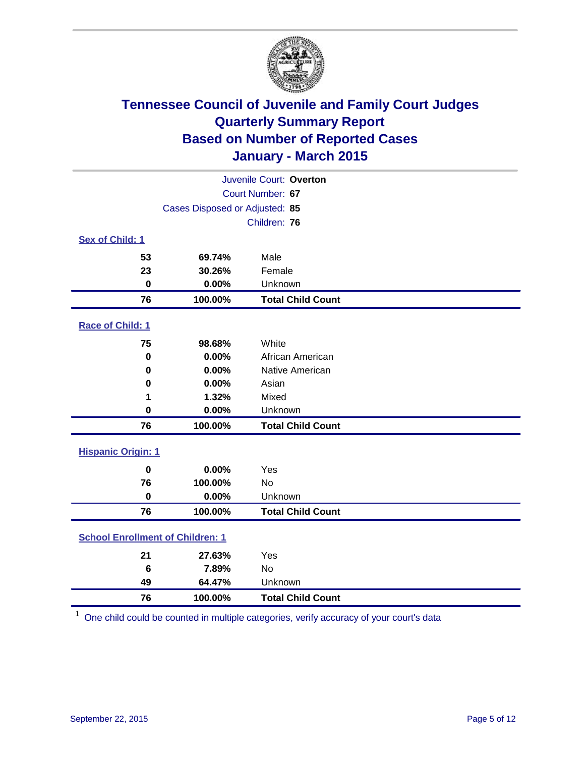# Tennessee Council of Juvenile and Family Court Judges
## Quarterly Summary Report
## Based on Number of Reported Cases
## January - March 2015

Juvenile Court: **Overton**
Court Number: **67**
Cases Disposed or Adjusted: **85**
Children: **76**

### Sex of Child: 1

| Count | Percent | Category |
|---|---|---|
| 53 | 69.74% | Male |
| 23 | 30.26% | Female |
| 0 | 0.00% | Unknown |
| **76** | **100.00%** | **Total Child Count** |

### Race of Child: 1

| Count | Percent | Category |
|---|---|---|
| 75 | 98.68% | White |
| 0 | 0.00% | African American |
| 0 | 0.00% | Native American |
| 0 | 0.00% | Asian |
| 1 | 1.32% | Mixed |
| 0 | 0.00% | Unknown |
| **76** | **100.00%** | **Total Child Count** |

### Hispanic Origin: 1

| Count | Percent | Category |
|---|---|---|
| 0 | 0.00% | Yes |
| 76 | 100.00% | No |
| 0 | 0.00% | Unknown |
| **76** | **100.00%** | **Total Child Count** |

### School Enrollment of Children: 1

| Count | Percent | Category |
|---|---|---|
| 21 | 27.63% | Yes |
| 6 | 7.89% | No |
| 49 | 64.47% | Unknown |
| **76** | **100.00%** | **Total Child Count** |

[1] One child could be counted in multiple categories, verify accuracy of your court's data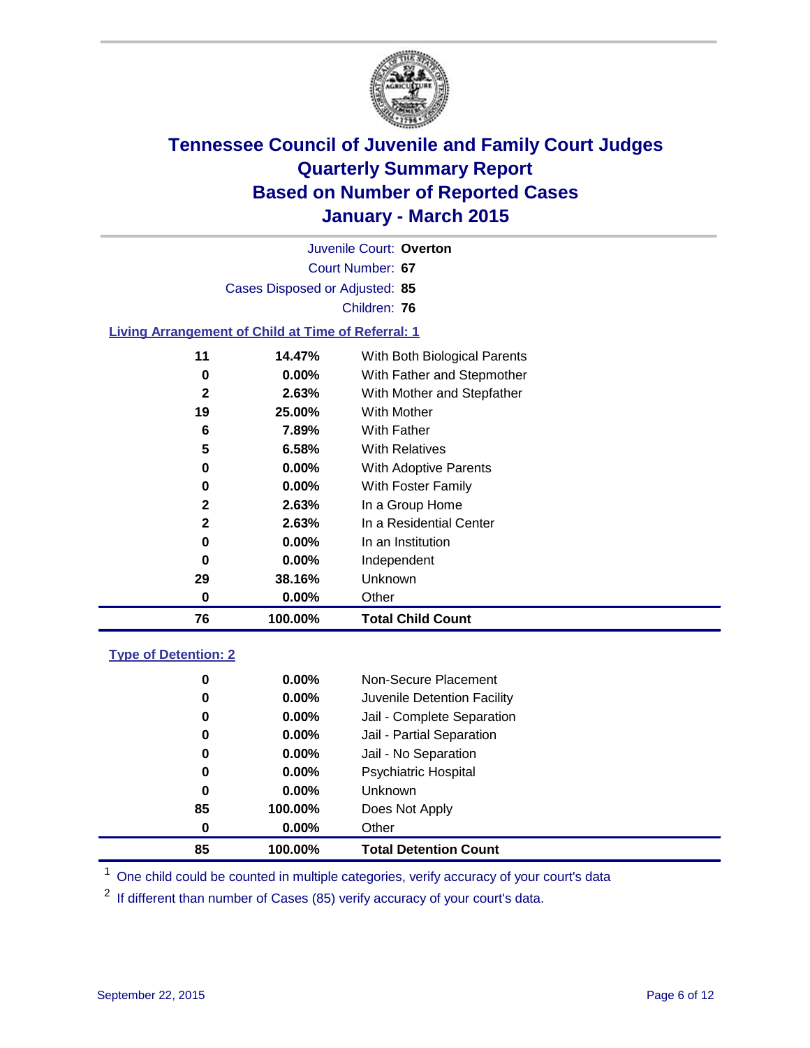# Tennessee Council of Juvenile and Family Court Judges
# Quarterly Summary Report
# Based on Number of Reported Cases
# January - March 2015

Juvenile Court: **Overton**

Court Number: **67**

Cases Disposed or Adjusted: **85**

Children: **76**

## Living Arrangement of Child at Time of Referral: 1

| Count | Percent | Arrangement |
|---|---|---|
| 11 | 14.47% | With Both Biological Parents |
| 0 | 0.00% | With Father and Stepmother |
| 2 | 2.63% | With Mother and Stepfather |
| 19 | 25.00% | With Mother |
| 6 | 7.89% | With Father |
| 5 | 6.58% | With Relatives |
| 0 | 0.00% | With Adoptive Parents |
| 0 | 0.00% | With Foster Family |
| 2 | 2.63% | In a Group Home |
| 2 | 2.63% | In a Residential Center |
| 0 | 0.00% | In an Institution |
| 0 | 0.00% | Independent |
| 29 | 38.16% | Unknown |
| 0 | 0.00% | Other |
| **76** | **100.00%** | **Total Child Count** |

## Type of Detention: 2

| Count | Percent | Type |
|---|---|---|
| 0 | 0.00% | Non-Secure Placement |
| 0 | 0.00% | Juvenile Detention Facility |
| 0 | 0.00% | Jail - Complete Separation |
| 0 | 0.00% | Jail - Partial Separation |
| 0 | 0.00% | Jail - No Separation |
| 0 | 0.00% | Psychiatric Hospital |
| 0 | 0.00% | Unknown |
| 85 | 100.00% | Does Not Apply |
| 0 | 0.00% | Other |
| **85** | **100.00%** | **Total Detention Count** |

[1] One child could be counted in multiple categories, verify accuracy of your court's data

[2] If different than number of Cases (85) verify accuracy of your court's data.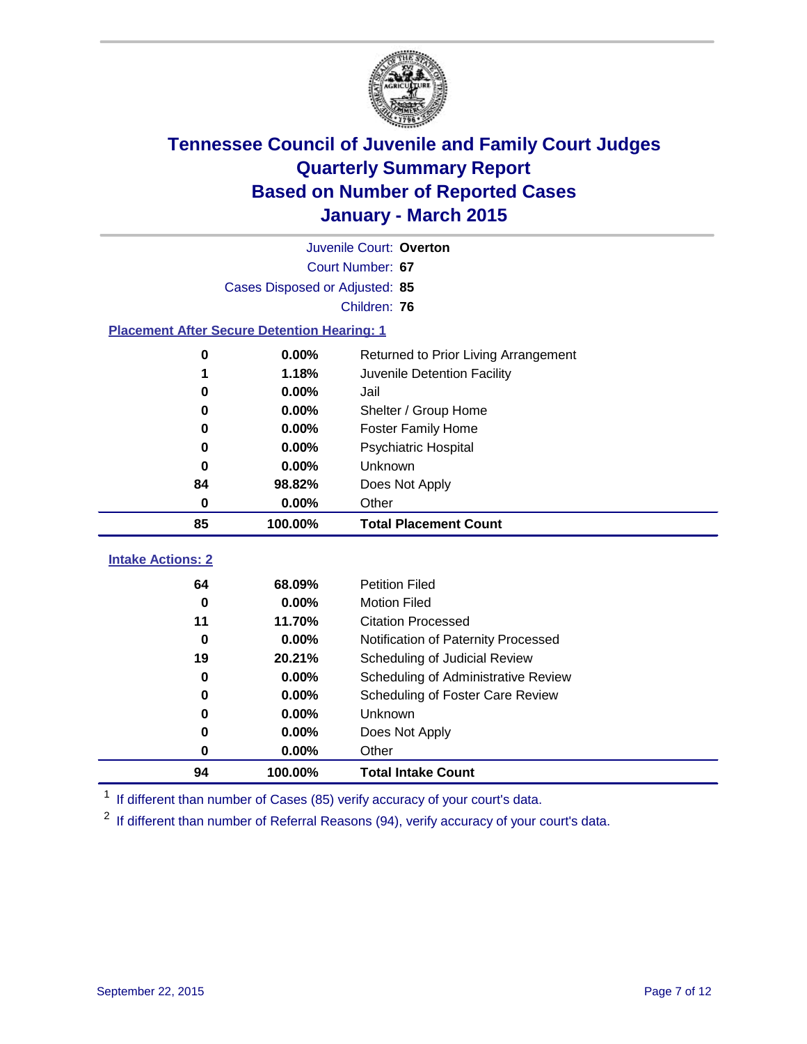# Tennessee Council of Juvenile and Family Court Judges
## Quarterly Summary Report
## Based on Number of Reported Cases
## January - March 2015

Juvenile Court: **Overton**

Court Number: **67**

Cases Disposed or Adjusted: **85**

Children: **76**

### Placement After Secure Detention Hearing: 1

| | | |
|---|---|---|
| 0 | 0.00% | Returned to Prior Living Arrangement |
| 1 | 1.18% | Juvenile Detention Facility |
| 0 | 0.00% | Jail |
| 0 | 0.00% | Shelter / Group Home |
| 0 | 0.00% | Foster Family Home |
| 0 | 0.00% | Psychiatric Hospital |
| 0 | 0.00% | Unknown |
| 84 | 98.82% | Does Not Apply |
| 0 | 0.00% | Other |
| **85** | **100.00%** | **Total Placement Count** |

### Intake Actions: 2

| | | |
|---|---|---|
| 64 | 68.09% | Petition Filed |
| 0 | 0.00% | Motion Filed |
| 11 | 11.70% | Citation Processed |
| 0 | 0.00% | Notification of Paternity Processed |
| 19 | 20.21% | Scheduling of Judicial Review |
| 0 | 0.00% | Scheduling of Administrative Review |
| 0 | 0.00% | Scheduling of Foster Care Review |
| 0 | 0.00% | Unknown |
| 0 | 0.00% | Does Not Apply |
| 0 | 0.00% | Other |
| **94** | **100.00%** | **Total Intake Count** |

[1] If different than number of Cases (85) verify accuracy of your court's data.

[2] If different than number of Referral Reasons (94), verify accuracy of your court's data.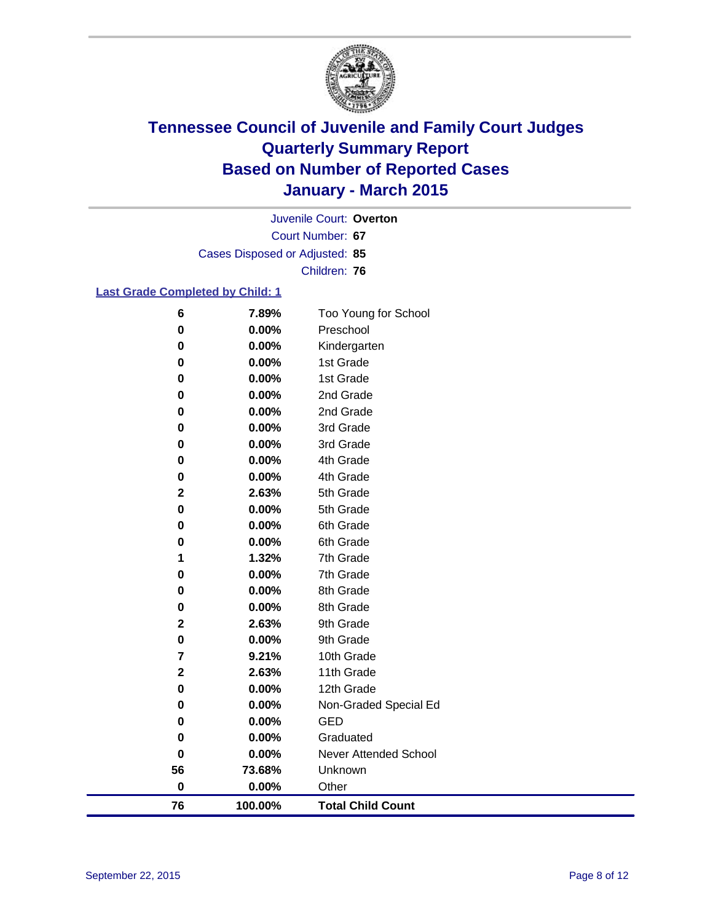# Tennessee Council of Juvenile and Family Court Judges
# Quarterly Summary Report
# Based on Number of Reported Cases
# January - March 2015

Juvenile Court: **Overton**

Court Number: **67**

Cases Disposed or Adjusted: **85**

Children: **76**

## Last Grade Completed by Child: 1

| Count | Percent | Grade |
|---|---|---|
| 6 | 7.89% | Too Young for School |
| 0 | 0.00% | Preschool |
| 0 | 0.00% | Kindergarten |
| 0 | 0.00% | 1st Grade |
| 0 | 0.00% | 1st Grade |
| 0 | 0.00% | 2nd Grade |
| 0 | 0.00% | 2nd Grade |
| 0 | 0.00% | 3rd Grade |
| 0 | 0.00% | 3rd Grade |
| 0 | 0.00% | 4th Grade |
| 0 | 0.00% | 4th Grade |
| 2 | 2.63% | 5th Grade |
| 0 | 0.00% | 5th Grade |
| 0 | 0.00% | 6th Grade |
| 0 | 0.00% | 6th Grade |
| 1 | 1.32% | 7th Grade |
| 0 | 0.00% | 7th Grade |
| 0 | 0.00% | 8th Grade |
| 0 | 0.00% | 8th Grade |
| 2 | 2.63% | 9th Grade |
| 0 | 0.00% | 9th Grade |
| 7 | 9.21% | 10th Grade |
| 2 | 2.63% | 11th Grade |
| 0 | 0.00% | 12th Grade |
| 0 | 0.00% | Non-Graded Special Ed |
| 0 | 0.00% | GED |
| 0 | 0.00% | Graduated |
| 0 | 0.00% | Never Attended School |
| 56 | 73.68% | Unknown |
| 0 | 0.00% | Other |
| **76** | **100.00%** | **Total Child Count** |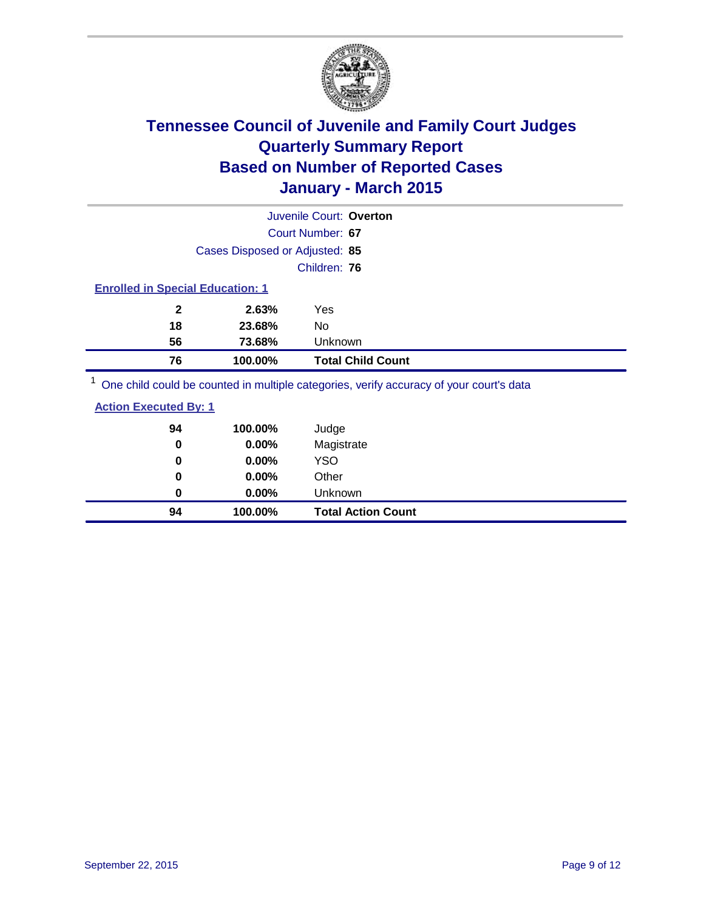# Tennessee Council of Juvenile and Family Court Judges
# Quarterly Summary Report
# Based on Number of Reported Cases
# January - March 2015

Juvenile Court: **Overton**

Court Number: **67**

Cases Disposed or Adjusted: **85**

Children: **76**

**Enrolled in Special Education: 1**

| | | |
|---|---|---|
| **2** | **2.63%** | Yes |
| **18** | **23.68%** | No |
| **56** | **73.68%** | Unknown |
| **76** | **100.00%** | **Total Child Count** |

[1] One child could be counted in multiple categories, verify accuracy of your court's data

**Action Executed By: 1**

| | | |
|---|---|---|
| **94** | **100.00%** | Judge |
| **0** | **0.00%** | Magistrate |
| **0** | **0.00%** | YSO |
| **0** | **0.00%** | Other |
| **0** | **0.00%** | Unknown |
| **94** | **100.00%** | **Total Action Count** |

September 22, 2015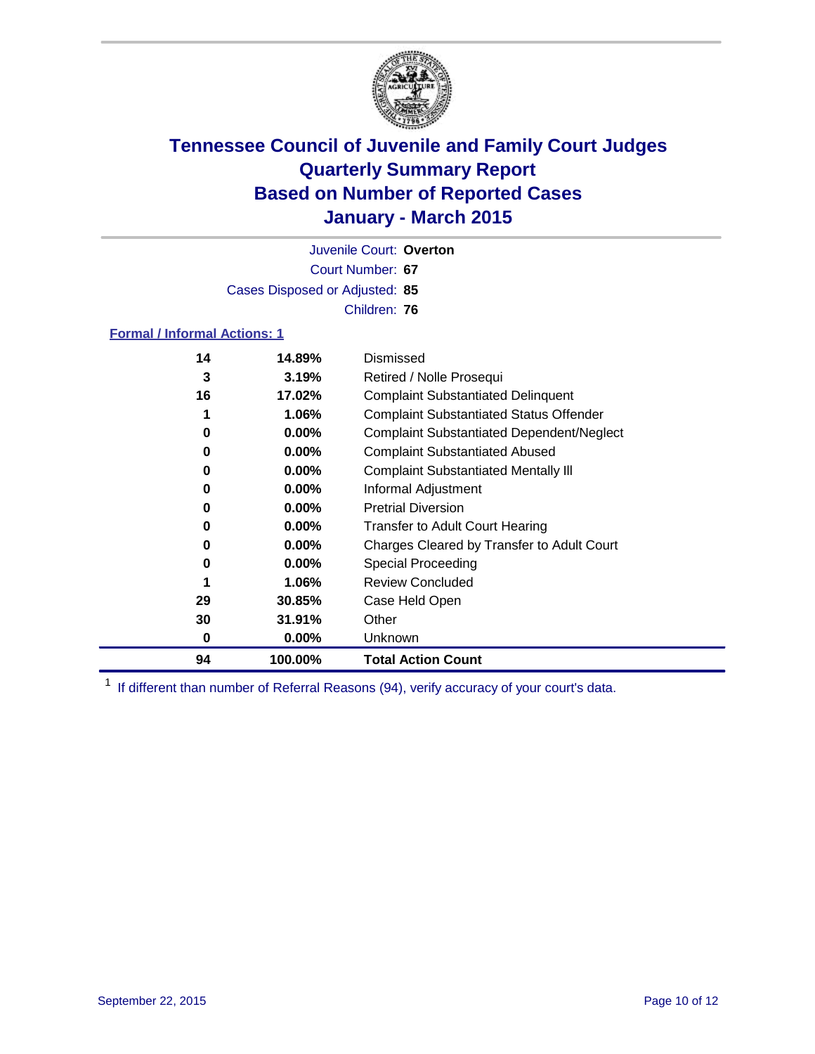# Tennessee Council of Juvenile and Family Court Judges
# Quarterly Summary Report
# Based on Number of Reported Cases
# January - March 2015

Juvenile Court: **Overton**

Court Number: **67**

Cases Disposed or Adjusted: **85**

Children: **76**

**Formal / Informal Actions: 1**

| Count | Percent | Action |
|---|---|---|
| 14 | 14.89% | Dismissed |
| 3 | 3.19% | Retired / Nolle Prosequi |
| 16 | 17.02% | Complaint Substantiated Delinquent |
| 1 | 1.06% | Complaint Substantiated Status Offender |
| 0 | 0.00% | Complaint Substantiated Dependent/Neglect |
| 0 | 0.00% | Complaint Substantiated Abused |
| 0 | 0.00% | Complaint Substantiated Mentally Ill |
| 0 | 0.00% | Informal Adjustment |
| 0 | 0.00% | Pretrial Diversion |
| 0 | 0.00% | Transfer to Adult Court Hearing |
| 0 | 0.00% | Charges Cleared by Transfer to Adult Court |
| 0 | 0.00% | Special Proceeding |
| 1 | 1.06% | Review Concluded |
| 29 | 30.85% | Case Held Open |
| 30 | 31.91% | Other |
| 0 | 0.00% | Unknown |
| **94** | **100.00%** | **Total Action Count** |

[1] If different than number of Referral Reasons (94), verify accuracy of your court's data.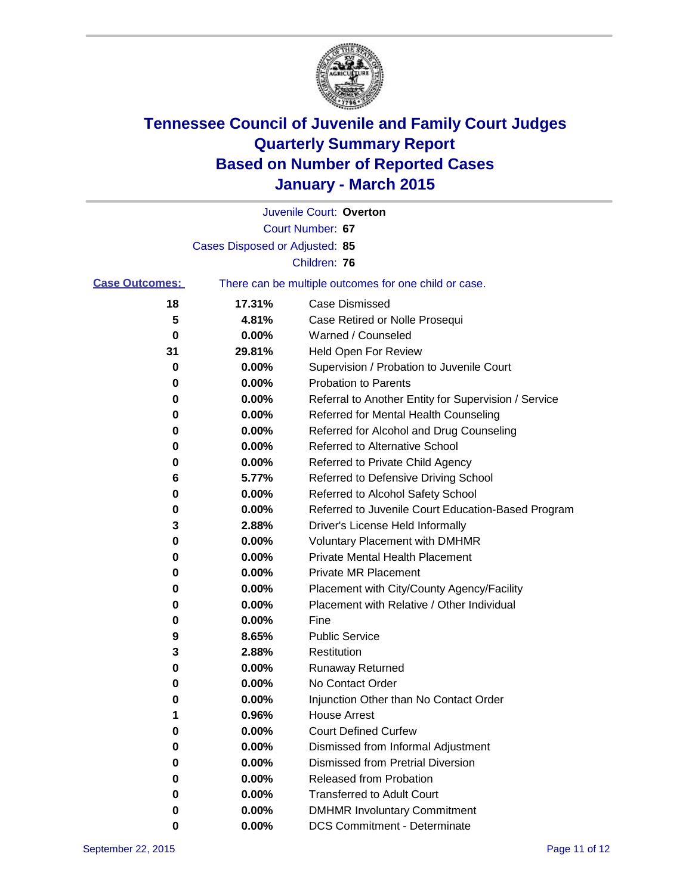# Tennessee Council of Juvenile and Family Court Judges
## Quarterly Summary Report
## Based on Number of Reported Cases
## January - March 2015

Juvenile Court: **Overton**

Court Number: **67**

Cases Disposed or Adjusted: **85**

Children: **76**

**Case Outcomes:** There can be multiple outcomes for one child or case.

| Count | Percent | Outcome |
|---|---|---|
| 18 | 17.31% | Case Dismissed |
| 5 | 4.81% | Case Retired or Nolle Prosequi |
| 0 | 0.00% | Warned / Counseled |
| 31 | 29.81% | Held Open For Review |
| 0 | 0.00% | Supervision / Probation to Juvenile Court |
| 0 | 0.00% | Probation to Parents |
| 0 | 0.00% | Referral to Another Entity for Supervision / Service |
| 0 | 0.00% | Referred for Mental Health Counseling |
| 0 | 0.00% | Referred for Alcohol and Drug Counseling |
| 0 | 0.00% | Referred to Alternative School |
| 0 | 0.00% | Referred to Private Child Agency |
| 6 | 5.77% | Referred to Defensive Driving School |
| 0 | 0.00% | Referred to Alcohol Safety School |
| 0 | 0.00% | Referred to Juvenile Court Education-Based Program |
| 3 | 2.88% | Driver's License Held Informally |
| 0 | 0.00% | Voluntary Placement with DMHMR |
| 0 | 0.00% | Private Mental Health Placement |
| 0 | 0.00% | Private MR Placement |
| 0 | 0.00% | Placement with City/County Agency/Facility |
| 0 | 0.00% | Placement with Relative / Other Individual |
| 0 | 0.00% | Fine |
| 9 | 8.65% | Public Service |
| 3 | 2.88% | Restitution |
| 0 | 0.00% | Runaway Returned |
| 0 | 0.00% | No Contact Order |
| 0 | 0.00% | Injunction Other than No Contact Order |
| 1 | 0.96% | House Arrest |
| 0 | 0.00% | Court Defined Curfew |
| 0 | 0.00% | Dismissed from Informal Adjustment |
| 0 | 0.00% | Dismissed from Pretrial Diversion |
| 0 | 0.00% | Released from Probation |
| 0 | 0.00% | Transferred to Adult Court |
| 0 | 0.00% | DMHMR Involuntary Commitment |
| 0 | 0.00% | DCS Commitment - Determinate |

September 22, 2015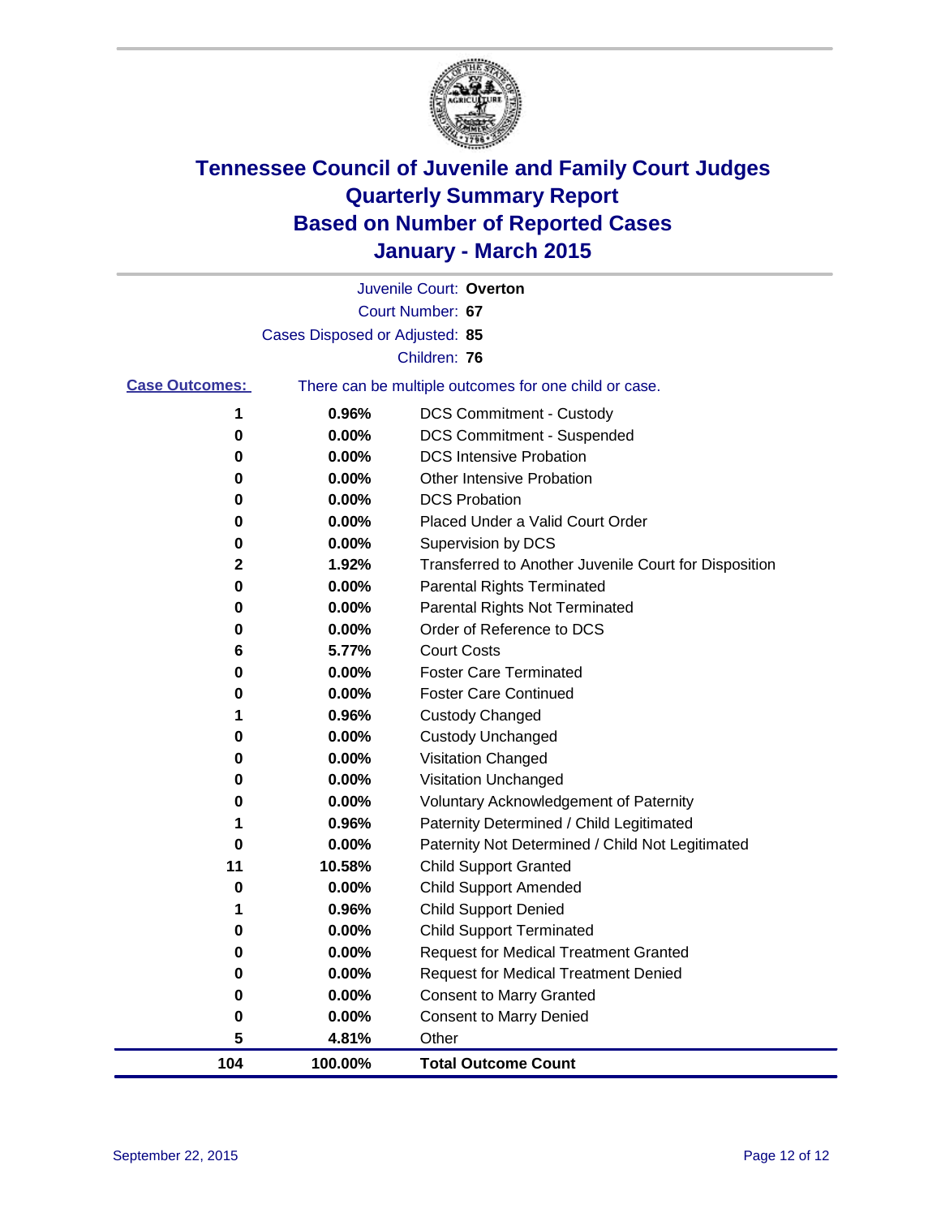# Tennessee Council of Juvenile and Family Court Judges
# Quarterly Summary Report
# Based on Number of Reported Cases
# January - March 2015

Juvenile Court: **Overton**

Court Number: **67**

Cases Disposed or Adjusted: **85**

Children: **76**

**Case Outcomes:** There can be multiple outcomes for one child or case.

| | | |
|---|---|---|
| 1 | 0.96% | DCS Commitment - Custody |
| 0 | 0.00% | DCS Commitment - Suspended |
| 0 | 0.00% | DCS Intensive Probation |
| 0 | 0.00% | Other Intensive Probation |
| 0 | 0.00% | DCS Probation |
| 0 | 0.00% | Placed Under a Valid Court Order |
| 0 | 0.00% | Supervision by DCS |
| 2 | 1.92% | Transferred to Another Juvenile Court for Disposition |
| 0 | 0.00% | Parental Rights Terminated |
| 0 | 0.00% | Parental Rights Not Terminated |
| 0 | 0.00% | Order of Reference to DCS |
| 6 | 5.77% | Court Costs |
| 0 | 0.00% | Foster Care Terminated |
| 0 | 0.00% | Foster Care Continued |
| 1 | 0.96% | Custody Changed |
| 0 | 0.00% | Custody Unchanged |
| 0 | 0.00% | Visitation Changed |
| 0 | 0.00% | Visitation Unchanged |
| 0 | 0.00% | Voluntary Acknowledgement of Paternity |
| 1 | 0.96% | Paternity Determined / Child Legitimated |
| 0 | 0.00% | Paternity Not Determined / Child Not Legitimated |
| 11 | 10.58% | Child Support Granted |
| 0 | 0.00% | Child Support Amended |
| 1 | 0.96% | Child Support Denied |
| 0 | 0.00% | Child Support Terminated |
| 0 | 0.00% | Request for Medical Treatment Granted |
| 0 | 0.00% | Request for Medical Treatment Denied |
| 0 | 0.00% | Consent to Marry Granted |
| 0 | 0.00% | Consent to Marry Denied |
| 5 | 4.81% | Other |
| **104** | **100.00%** | **Total Outcome Count** |

September 22, 2015